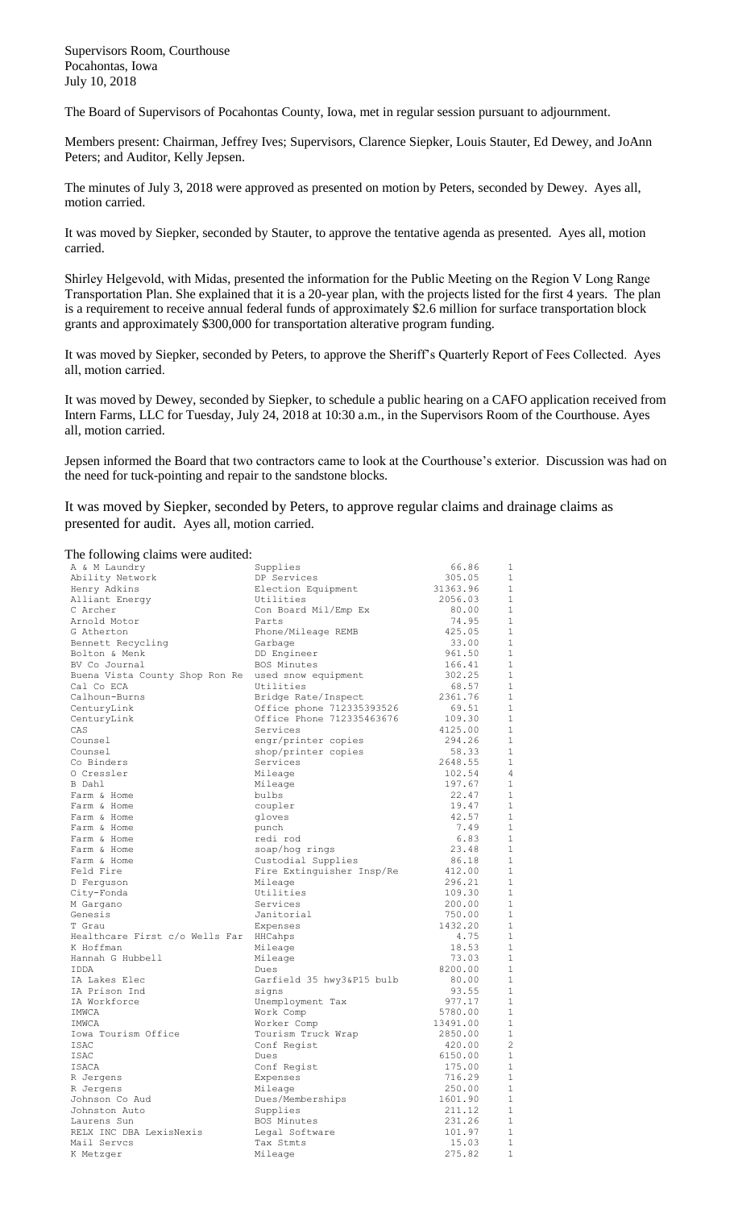Supervisors Room, Courthouse
Pocahontas, Iowa
July 10, 2018

The Board of Supervisors of Pocahontas County, Iowa, met in regular session pursuant to adjournment.

Members present: Chairman, Jeffrey Ives; Supervisors, Clarence Siepker, Louis Stauter, Ed Dewey, and JoAnn Peters; and Auditor, Kelly Jepsen.

The minutes of July 3, 2018 were approved as presented on motion by Peters, seconded by Dewey. Ayes all, motion carried.

It was moved by Siepker, seconded by Stauter, to approve the tentative agenda as presented. Ayes all, motion carried.

Shirley Helgevold, with Midas, presented the information for the Public Meeting on the Region V Long Range Transportation Plan. She explained that it is a 20-year plan, with the projects listed for the first 4 years. The plan is a requirement to receive annual federal funds of approximately $2.6 million for surface transportation block grants and approximately $300,000 for transportation alterative program funding.

It was moved by Siepker, seconded by Peters, to approve the Sheriff's Quarterly Report of Fees Collected. Ayes all, motion carried.

It was moved by Dewey, seconded by Siepker, to schedule a public hearing on a CAFO application received from Intern Farms, LLC for Tuesday, July 24, 2018 at 10:30 a.m., in the Supervisors Room of the Courthouse. Ayes all, motion carried.

Jepsen informed the Board that two contractors came to look at the Courthouse's exterior. Discussion was had on the need for tuck-pointing and repair to the sandstone blocks.

It was moved by Siepker, seconded by Peters, to approve regular claims and drainage claims as presented for audit. Ayes all, motion carried.

The following claims were audited:

| | | | |
|---|---|---|---|
| A & M Laundry | Supplies | 66.86 | 1 |
| Ability Network | DP Services | 305.05 | 1 |
| Henry Adkins | Election Equipment | 31363.96 | 1 |
| Alliant Energy | Utilities | 2056.03 | 1 |
| C Archer | Con Board Mil/Emp Ex | 80.00 | 1 |
| Arnold Motor | Parts | 74.95 | 1 |
| G Atherton | Phone/Mileage REMB | 425.05 | 1 |
| Bennett Recycling | Garbage | 33.00 | 1 |
| Bolton & Menk | DD Engineer | 961.50 | 1 |
| BV Co Journal | BOS Minutes | 166.41 | 1 |
| Buena Vista County Shop Ron Re | used snow equipment | 302.25 | 1 |
| Cal Co ECA | Utilities | 68.57 | 1 |
| Calhoun-Burns | Bridge Rate/Inspect | 2361.76 | 1 |
| CenturyLink | Office phone 712335393526 | 69.51 | 1 |
| CenturyLink | Office Phone 712335463676 | 109.30 | 1 |
| CAS | Services | 4125.00 | 1 |
| Counsel | engr/printer copies | 294.26 | 1 |
| Counsel | shop/printer copies | 58.33 | 1 |
| Co Binders | Services | 2648.55 | 1 |
| O Cressler | Mileage | 102.54 | 4 |
| B Dahl | Mileage | 197.67 | 1 |
| Farm & Home | bulbs | 22.47 | 1 |
| Farm & Home | coupler | 19.47 | 1 |
| Farm & Home | gloves | 42.57 | 1 |
| Farm & Home | punch | 7.49 | 1 |
| Farm & Home | redi rod | 6.83 | 1 |
| Farm & Home | soap/hog rings | 23.48 | 1 |
| Farm & Home | Custodial Supplies | 86.18 | 1 |
| Feld Fire | Fire Extinguisher Insp/Re | 412.00 | 1 |
| D Ferguson | Mileage | 296.21 | 1 |
| City-Fonda | Utilities | 109.30 | 1 |
| M Gargano | Services | 200.00 | 1 |
| Genesis | Janitorial | 750.00 | 1 |
| T Grau | Expenses | 1432.20 | 1 |
| Healthcare First c/o Wells Far | HHCahps | 4.75 | 1 |
| K Hoffman | Mileage | 18.53 | 1 |
| Hannah G Hubbell | Mileage | 73.03 | 1 |
| IDDA | Dues | 8200.00 | 1 |
| IA Lakes Elec | Garfield 35 hwy3&P15 bulb | 80.00 | 1 |
| IA Prison Ind | signs | 93.55 | 1 |
| IA Workforce | Unemployment Tax | 977.17 | 1 |
| IMWCA | Work Comp | 5780.00 | 1 |
| IMWCA | Worker Comp | 13491.00 | 1 |
| Iowa Tourism Office | Tourism Truck Wrap | 2850.00 | 1 |
| ISAC | Conf Regist | 420.00 | 2 |
| ISAC | Dues | 6150.00 | 1 |
| ISACA | Conf Regist | 175.00 | 1 |
| R Jergens | Expenses | 716.29 | 1 |
| R Jergens | Mileage | 250.00 | 1 |
| Johnson Co Aud | Dues/Memberships | 1601.90 | 1 |
| Johnston Auto | Supplies | 211.12 | 1 |
| Laurens Sun | BOS Minutes | 231.26 | 1 |
| RELX INC DBA LexisNexis | Legal Software | 101.97 | 1 |
| Mail Servcs | Tax Stmts | 15.03 | 1 |
| K Metzger | Mileage | 275.82 | 1 |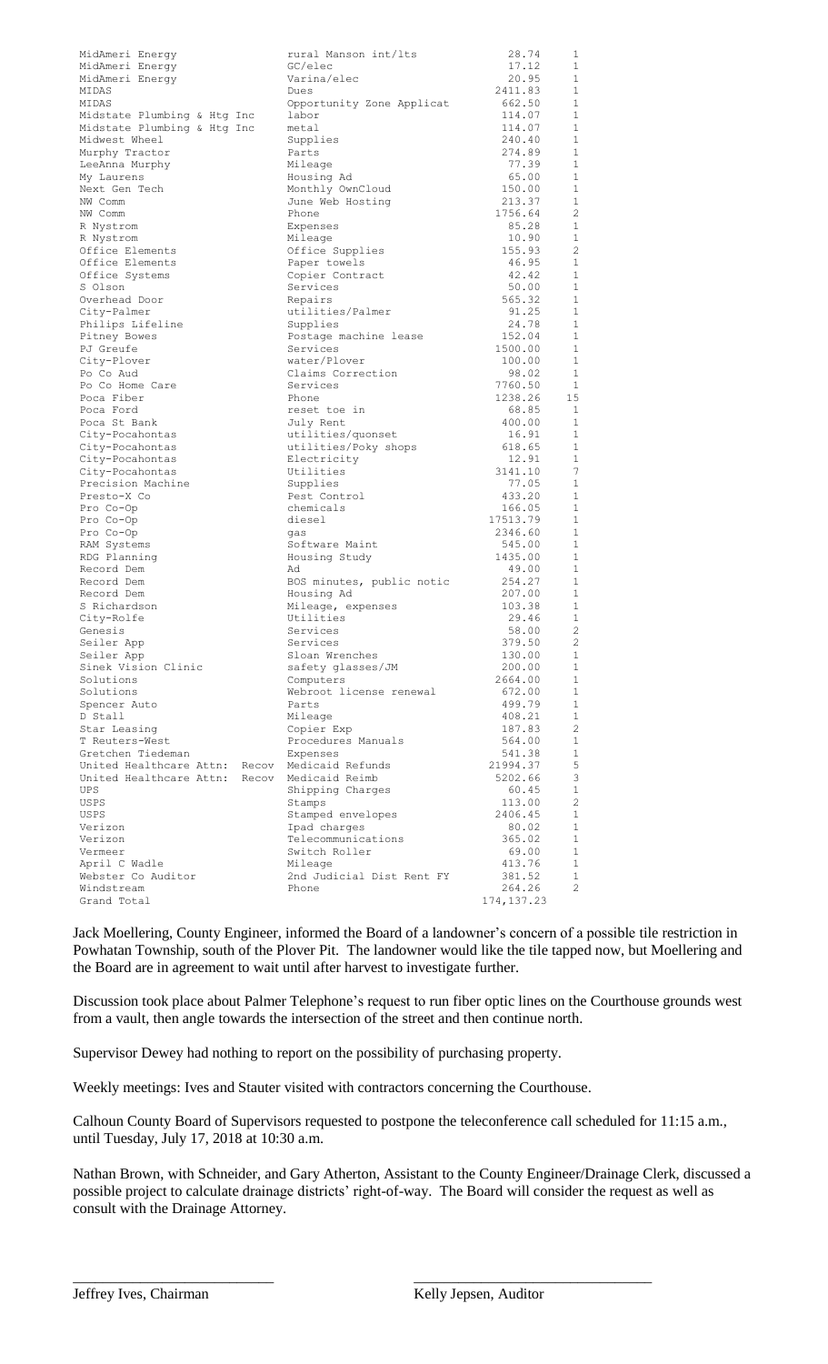| | | | |
|---|---|---|---|
| MidAmeri Energy | rural Manson int/lts | 28.74 | 1 |
| MidAmeri Energy | GC/elec | 17.12 | 1 |
| MidAmeri Energy | Varina/elec | 20.95 | 1 |
| MIDAS | Dues | 2411.83 | 1 |
| MIDAS | Opportunity Zone Applicat | 662.50 | 1 |
| Midstate Plumbing & Htg Inc | labor | 114.07 | 1 |
| Midstate Plumbing & Htg Inc | metal | 114.07 | 1 |
| Midwest Wheel | Supplies | 240.40 | 1 |
| Murphy Tractor | Parts | 274.89 | 1 |
| LeeAnna Murphy | Mileage | 77.39 | 1 |
| My Laurens | Housing Ad | 65.00 | 1 |
| Next Gen Tech | Monthly OwnCloud | 150.00 | 1 |
| NW Comm | June Web Hosting | 213.37 | 1 |
| NW Comm | Phone | 1756.64 | 2 |
| R Nystrom | Expenses | 85.28 | 1 |
| R Nystrom | Mileage | 10.90 | 1 |
| Office Elements | Office Supplies | 155.93 | 2 |
| Office Elements | Paper towels | 46.95 | 1 |
| Office Systems | Copier Contract | 42.42 | 1 |
| S Olson | Services | 50.00 | 1 |
| Overhead Door | Repairs | 565.32 | 1 |
| City-Palmer | utilities/Palmer | 91.25 | 1 |
| Philips Lifeline | Supplies | 24.78 | 1 |
| Pitney Bowes | Postage machine lease | 152.04 | 1 |
| PJ Greufe | Services | 1500.00 | 1 |
| City-Plover | water/Plover | 100.00 | 1 |
| Po Co Aud | Claims Correction | 98.02 | 1 |
| Po Co Home Care | Services | 7760.50 | 1 |
| Poca Fiber | Phone | 1238.26 | 15 |
| Poca Ford | reset toe in | 68.85 | 1 |
| Poca St Bank | July Rent | 400.00 | 1 |
| City-Pocahontas | utilities/quonset | 16.91 | 1 |
| City-Pocahontas | utilities/Poky shops | 618.65 | 1 |
| City-Pocahontas | Electricity | 12.91 | 1 |
| City-Pocahontas | Utilities | 3141.10 | 7 |
| Precision Machine | Supplies | 77.05 | 1 |
| Presto-X Co | Pest Control | 433.20 | 1 |
| Pro Co-Op | chemicals | 166.05 | 1 |
| Pro Co-Op | diesel | 17513.79 | 1 |
| Pro Co-Op | gas | 2346.60 | 1 |
| RAM Systems | Software Maint | 545.00 | 1 |
| RDG Planning | Housing Study | 1435.00 | 1 |
| Record Dem | Ad | 49.00 | 1 |
| Record Dem | BOS minutes, public notic | 254.27 | 1 |
| Record Dem | Housing Ad | 207.00 | 1 |
| S Richardson | Mileage, expenses | 103.38 | 1 |
| City-Rolfe | Utilities | 29.46 | 1 |
| Genesis | Services | 58.00 | 2 |
| Seiler App | Services | 379.50 | 2 |
| Seiler App | Sloan Wrenches | 130.00 | 1 |
| Sinek Vision Clinic | safety glasses/JM | 200.00 | 1 |
| Solutions | Computers | 2664.00 | 1 |
| Solutions | Webroot license renewal | 672.00 | 1 |
| Spencer Auto | Parts | 499.79 | 1 |
| D Stall | Mileage | 408.21 | 1 |
| Star Leasing | Copier Exp | 187.83 | 2 |
| T Reuters-West | Procedures Manuals | 564.00 | 1 |
| Gretchen Tiedeman | Expenses | 541.38 | 1 |
| United Healthcare Attn: Recov | Medicaid Refunds | 21994.37 | 5 |
| United Healthcare Attn: Recov | Medicaid Reimb | 5202.66 | 3 |
| UPS | Shipping Charges | 60.45 | 1 |
| USPS | Stamps | 113.00 | 2 |
| USPS | Stamped envelopes | 2406.45 | 1 |
| Verizon | Ipad charges | 80.02 | 1 |
| Verizon | Telecommunications | 365.02 | 1 |
| Vermeer | Switch Roller | 69.00 | 1 |
| April C Wadle | Mileage | 413.76 | 1 |
| Webster Co Auditor | 2nd Judicial Dist Rent FY | 381.52 | 1 |
| Windstream | Phone | 264.26 | 2 |
| Grand Total | | 174,137.23 | |

Jack Moellering, County Engineer, informed the Board of a landowner's concern of a possible tile restriction in Powhatan Township, south of the Plover Pit. The landowner would like the tile tapped now, but Moellering and the Board are in agreement to wait until after harvest to investigate further.

Discussion took place about Palmer Telephone's request to run fiber optic lines on the Courthouse grounds west from a vault, then angle towards the intersection of the street and then continue north.

Supervisor Dewey had nothing to report on the possibility of purchasing property.

Weekly meetings: Ives and Stauter visited with contractors concerning the Courthouse.

Calhoun County Board of Supervisors requested to postpone the teleconference call scheduled for 11:15 a.m., until Tuesday, July 17, 2018 at 10:30 a.m.

Nathan Brown, with Schneider, and Gary Atherton, Assistant to the County Engineer/Drainage Clerk, discussed a possible project to calculate drainage districts' right-of-way. The Board will consider the request as well as consult with the Drainage Attorney.

\_\_\_\_\_\_\_\_\_\_\_\_\_\_\_\_\_\_\_\_\_\_\_\_\_\_\_\_ \_\_\_\_\_\_\_\_\_\_\_\_\_\_\_\_\_\_\_\_\_\_\_\_\_\_\_\_\_\_\_\_

Jeffrey Ives, Chairman Kelly Jepsen, Auditor